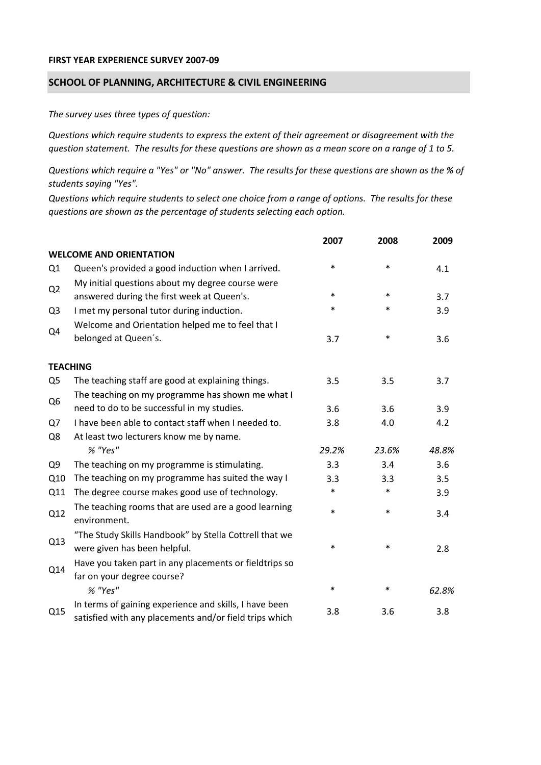**FIRST YEAR EXPERIENCE SURVEY 2007-09**

## SCHOOL OF PLANNING, ARCHITECTURE & CIVIL ENGINEERING

*The survey uses three types of question:*

*Questions which require students to express the extent of their agreement or disagreement with the question statement. The results for these questions are shown as a mean score on a range of 1 to 5.*

*Questions which require a "Yes" or "No" answer. The results for these questions are shown as the % of students saying "Yes".*

*Questions which require students to select one choice from a range of options. The results for these questions are shown as the percentage of students selecting each option.*

| | | 2007 | 2008 | 2009 |
|---|---|---|---|---|
| **WELCOME AND ORIENTATION** | | | | |
| Q1 | Queen's provided a good induction when I arrived. | * | * | 4.1 |
| Q2 | My initial questions about my degree course were answered during the first week at Queen's. | * | * | 3.7 |
| Q3 | I met my personal tutor during induction. | * | * | 3.9 |
| Q4 | Welcome and Orientation helped me to feel that I belonged at Queen´s. | 3.7 | * | 3.6 |
| **TEACHING** | | | | |
| Q5 | The teaching staff are good at explaining things. | 3.5 | 3.5 | 3.7 |
| Q6 | The teaching on my programme has shown me what I need to do to be successful in my studies. | 3.6 | 3.6 | 3.9 |
| Q7 | I have been able to contact staff when I needed to. | 3.8 | 4.0 | 4.2 |
| Q8 | At least two lecturers know me by name. | | | |
| | *% "Yes"* | *29.2%* | *23.6%* | *48.8%* |
| Q9 | The teaching on my programme is stimulating. | 3.3 | 3.4 | 3.6 |
| Q10 | The teaching on my programme has suited the way I | 3.3 | 3.3 | 3.5 |
| Q11 | The degree course makes good use of technology. | * | * | 3.9 |
| Q12 | The teaching rooms that are used are a good learning environment. | * | * | 3.4 |
| Q13 | "The Study Skills Handbook" by Stella Cottrell that we were given has been helpful. | * | * | 2.8 |
| Q14 | Have you taken part in any placements or fieldtrips so far on your degree course? | | | |
| | *% "Yes"* | * | * | *62.8%* |
| Q15 | In terms of gaining experience and skills, I have been satisfied with any placements and/or field trips which | 3.8 | 3.6 | 3.8 |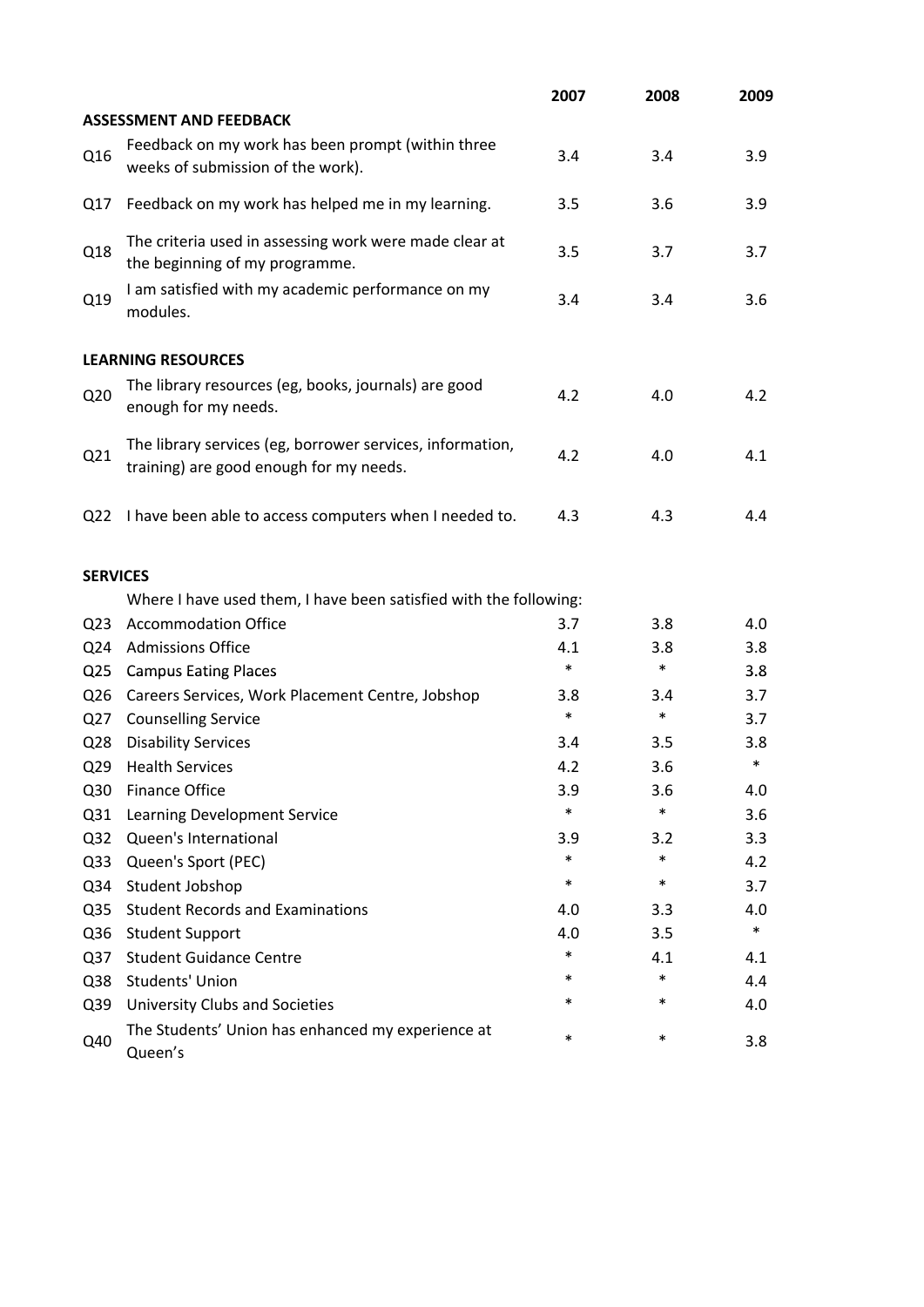| | | 2007 | 2008 | 2009 |
|---|---|---|---|---|
| **ASSESSMENT AND FEEDBACK** | | | | |
| Q16 | Feedback on my work has been prompt (within three weeks of submission of the work). | 3.4 | 3.4 | 3.9 |
| Q17 | Feedback on my work has helped me in my learning. | 3.5 | 3.6 | 3.9 |
| Q18 | The criteria used in assessing work were made clear at the beginning of my programme. | 3.5 | 3.7 | 3.7 |
| Q19 | I am satisfied with my academic performance on my modules. | 3.4 | 3.4 | 3.6 |
| **LEARNING RESOURCES** | | | | |
| Q20 | The library resources (eg, books, journals) are good enough for my needs. | 4.2 | 4.0 | 4.2 |
| Q21 | The library services (eg, borrower services, information, training) are good enough for my needs. | 4.2 | 4.0 | 4.1 |
| Q22 | I have been able to access computers when I needed to. | 4.3 | 4.3 | 4.4 |
| **SERVICES** | | | | |
| | Where I have used them, I have been satisfied with the following: | | | |
| Q23 | Accommodation Office | 3.7 | 3.8 | 4.0 |
| Q24 | Admissions Office | 4.1 | 3.8 | 3.8 |
| Q25 | Campus Eating Places | * | * | 3.8 |
| Q26 | Careers Services, Work Placement Centre, Jobshop | 3.8 | 3.4 | 3.7 |
| Q27 | Counselling Service | * | * | 3.7 |
| Q28 | Disability Services | 3.4 | 3.5 | 3.8 |
| Q29 | Health Services | 4.2 | 3.6 | * |
| Q30 | Finance Office | 3.9 | 3.6 | 4.0 |
| Q31 | Learning Development Service | * | * | 3.6 |
| Q32 | Queen's International | 3.9 | 3.2 | 3.3 |
| Q33 | Queen's Sport (PEC) | * | * | 4.2 |
| Q34 | Student Jobshop | * | * | 3.7 |
| Q35 | Student Records and Examinations | 4.0 | 3.3 | 4.0 |
| Q36 | Student Support | 4.0 | 3.5 | * |
| Q37 | Student Guidance Centre | * | 4.1 | 4.1 |
| Q38 | Students' Union | * | * | 4.4 |
| Q39 | University Clubs and Societies | * | * | 4.0 |
| Q40 | The Students' Union has enhanced my experience at Queen's | * | * | 3.8 |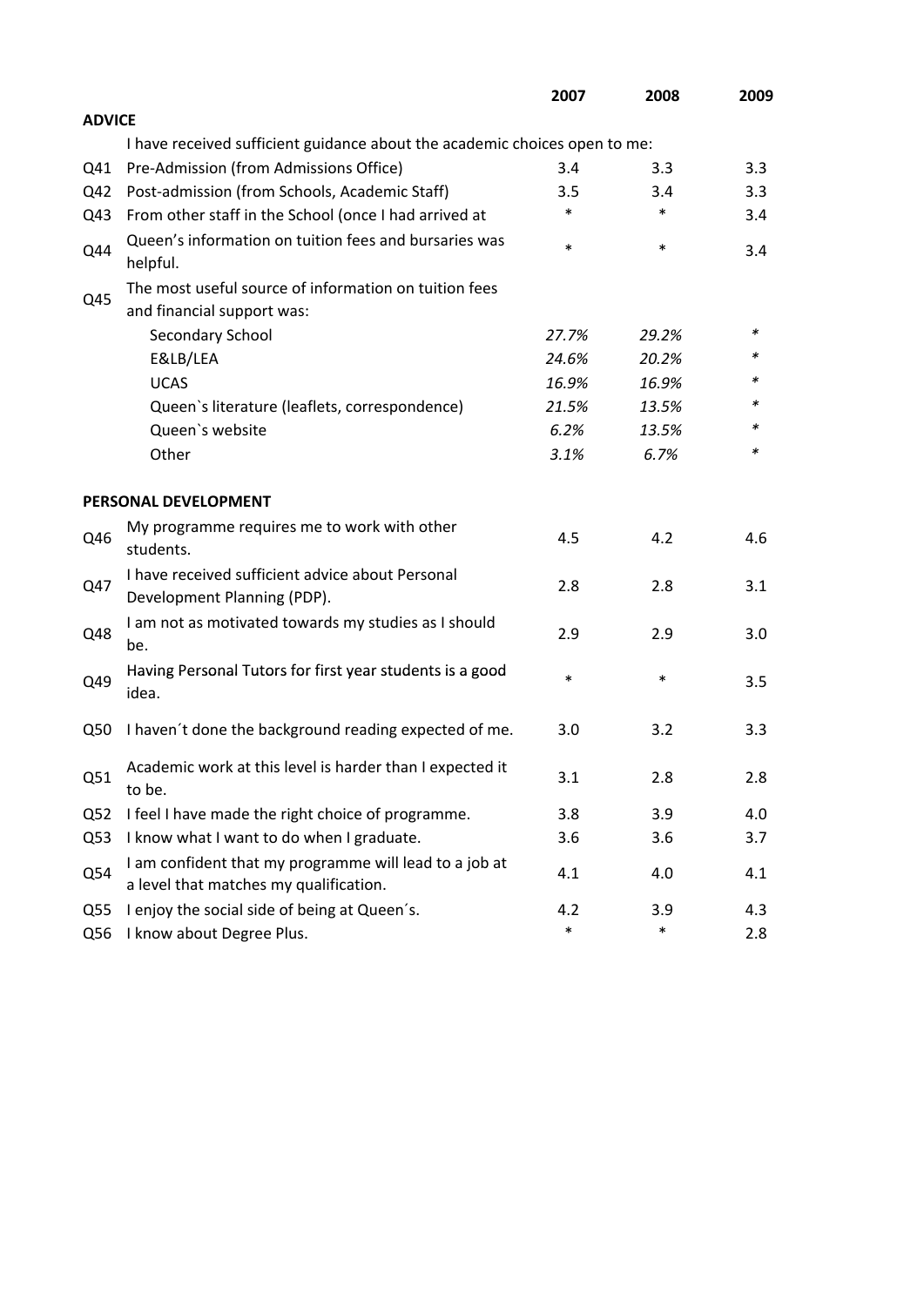| | | 2007 | 2008 | 2009 |
|---|---|---|---|---|
| **ADVICE** | | | | |
| | I have received sufficient guidance about the academic choices open to me: | | | |
| Q41 | Pre-Admission (from Admissions Office) | 3.4 | 3.3 | 3.3 |
| Q42 | Post-admission (from Schools, Academic Staff) | 3.5 | 3.4 | 3.3 |
| Q43 | From other staff in the School (once I had arrived at | * | * | 3.4 |
| Q44 | Queen's information on tuition fees and bursaries was helpful. | * | * | 3.4 |
| Q45 | The most useful source of information on tuition fees and financial support was: | | | |
| | Secondary School | *27.7%* | *29.2%* | * |
| | E&LB/LEA | *24.6%* | *20.2%* | * |
| | UCAS | *16.9%* | *16.9%* | * |
| | Queen`s literature (leaflets, correspondence) | *21.5%* | *13.5%* | * |
| | Queen`s website | *6.2%* | *13.5%* | * |
| | Other | *3.1%* | *6.7%* | * |
| **PERSONAL DEVELOPMENT** | | | | |
| Q46 | My programme requires me to work with other students. | 4.5 | 4.2 | 4.6 |
| Q47 | I have received sufficient advice about Personal Development Planning (PDP). | 2.8 | 2.8 | 3.1 |
| Q48 | I am not as motivated towards my studies as I should be. | 2.9 | 2.9 | 3.0 |
| Q49 | Having Personal Tutors for first year students is a good idea. | * | * | 3.5 |
| Q50 | I haven´t done the background reading expected of me. | 3.0 | 3.2 | 3.3 |
| Q51 | Academic work at this level is harder than I expected it to be. | 3.1 | 2.8 | 2.8 |
| Q52 | I feel I have made the right choice of programme. | 3.8 | 3.9 | 4.0 |
| Q53 | I know what I want to do when I graduate. | 3.6 | 3.6 | 3.7 |
| Q54 | I am confident that my programme will lead to a job at a level that matches my qualification. | 4.1 | 4.0 | 4.1 |
| Q55 | I enjoy the social side of being at Queen´s. | 4.2 | 3.9 | 4.3 |
| Q56 | I know about Degree Plus. | * | * | 2.8 |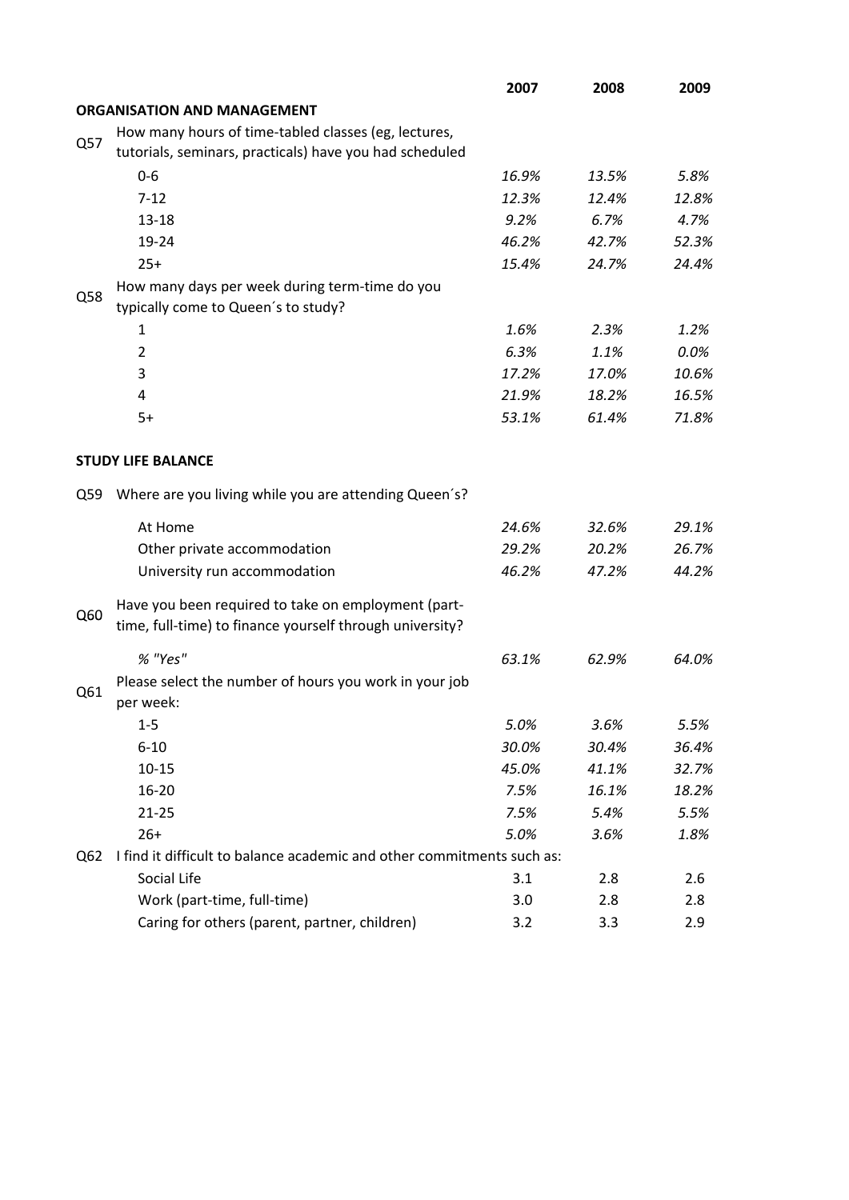| | | 2007 | 2008 | 2009 |
|---|---|---|---|---|
| | **ORGANISATION AND MANAGEMENT** | | | |
| Q57 | How many hours of time-tabled classes (eg, lectures, tutorials, seminars, practicals) have you had scheduled | | | |
| | 0-6 | *16.9%* | *13.5%* | *5.8%* |
| | 7-12 | *12.3%* | *12.4%* | *12.8%* |
| | 13-18 | *9.2%* | *6.7%* | *4.7%* |
| | 19-24 | *46.2%* | *42.7%* | *52.3%* |
| | 25+ | *15.4%* | *24.7%* | *24.4%* |
| Q58 | How many days per week during term-time do you typically come to Queen´s to study? | | | |
| | 1 | *1.6%* | *2.3%* | *1.2%* |
| | 2 | *6.3%* | *1.1%* | *0.0%* |
| | 3 | *17.2%* | *17.0%* | *10.6%* |
| | 4 | *21.9%* | *18.2%* | *16.5%* |
| | 5+ | *53.1%* | *61.4%* | *71.8%* |
| | **STUDY LIFE BALANCE** | | | |
| Q59 | Where are you living while you are attending Queen´s? | | | |
| | At Home | *24.6%* | *32.6%* | *29.1%* |
| | Other private accommodation | *29.2%* | *20.2%* | *26.7%* |
| | University run accommodation | *46.2%* | *47.2%* | *44.2%* |
| Q60 | Have you been required to take on employment (part-time, full-time) to finance yourself through university? | | | |
| | *% "Yes"* | *63.1%* | *62.9%* | *64.0%* |
| Q61 | Please select the number of hours you work in your job per week: | | | |
| | 1-5 | *5.0%* | *3.6%* | *5.5%* |
| | 6-10 | *30.0%* | *30.4%* | *36.4%* |
| | 10-15 | *45.0%* | *41.1%* | *32.7%* |
| | 16-20 | *7.5%* | *16.1%* | *18.2%* |
| | 21-25 | *7.5%* | *5.4%* | *5.5%* |
| | 26+ | *5.0%* | *3.6%* | *1.8%* |
| Q62 | I find it difficult to balance academic and other commitments such as: | | | |
| | Social Life | 3.1 | 2.8 | 2.6 |
| | Work (part-time, full-time) | 3.0 | 2.8 | 2.8 |
| | Caring for others (parent, partner, children) | 3.2 | 3.3 | 2.9 |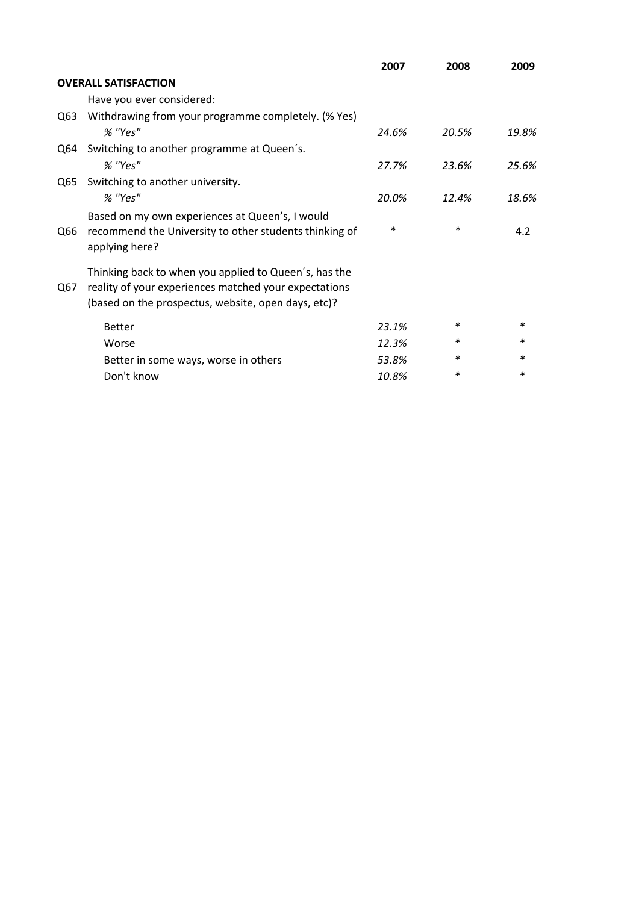| | | 2007 | 2008 | 2009 |
|---|---|---|---|---|
| **OVERALL SATISFACTION** | | | | |
| | Have you ever considered: | | | |
| Q63 | Withdrawing from your programme completely. (% Yes) | | | |
| | *% "Yes"* | *24.6%* | *20.5%* | *19.8%* |
| Q64 | Switching to another programme at Queen´s. | | | |
| | *% "Yes"* | *27.7%* | *23.6%* | *25.6%* |
| Q65 | Switching to another university. | | | |
| | *% "Yes"* | *20.0%* | *12.4%* | *18.6%* |
| Q66 | Based on my own experiences at Queen's, I would recommend the University to other students thinking of applying here? | * | * | 4.2 |
| Q67 | Thinking back to when you applied to Queen´s, has the reality of your experiences matched your expectations (based on the prospectus, website, open days, etc)? | | | |
| | Better | *23.1%* | * | * |
| | Worse | *12.3%* | * | * |
| | Better in some ways, worse in others | *53.8%* | * | * |
| | Don't know | *10.8%* | * | * |